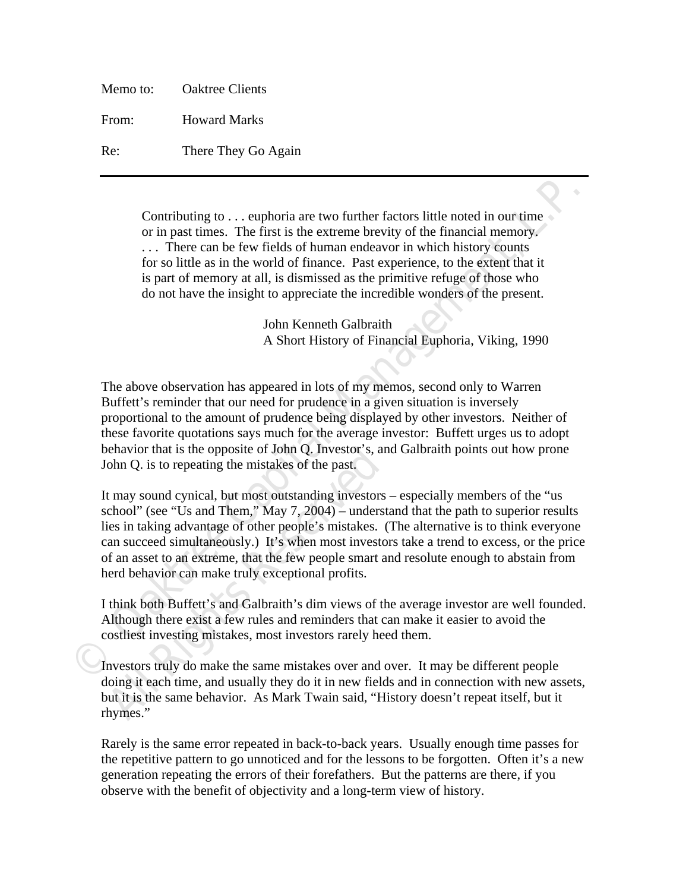Memo to: Oaktree Clients

From: Howard Marks

Re: There They Go Again

---

> Contributing to . . . euphoria are two further factors little noted in our time or in past times. The first is the extreme brevity of the financial memory. . . . There can be few fields of human endeavor in which history counts for so little as in the world of finance. Past experience, to the extent that it is part of memory at all, is dismissed as the primitive refuge of those who do not have the insight to appreciate the incredible wonders of the present.
>
> John Kenneth Galbraith
> A Short History of Financial Euphoria, Viking, 1990

The above observation has appeared in lots of my memos, second only to Warren Buffett's reminder that our need for prudence in a given situation is inversely proportional to the amount of prudence being displayed by other investors. Neither of these favorite quotations says much for the average investor: Buffett urges us to adopt behavior that is the opposite of John Q. Investor's, and Galbraith points out how prone John Q. is to repeating the mistakes of the past.

It may sound cynical, but most outstanding investors – especially members of the "us school" (see "Us and Them," May 7, 2004) – understand that the path to superior results lies in taking advantage of other people's mistakes. (The alternative is to think everyone can succeed simultaneously.) It's when most investors take a trend to excess, or the price of an asset to an extreme, that the few people smart and resolute enough to abstain from herd behavior can make truly exceptional profits.

I think both Buffett's and Galbraith's dim views of the average investor are well founded. Although there exist a few rules and reminders that can make it easier to avoid the costliest investing mistakes, most investors rarely heed them.

Investors truly do make the same mistakes over and over. It may be different people doing it each time, and usually they do it in new fields and in connection with new assets, but it is the same behavior. As Mark Twain said, "History doesn't repeat itself, but it rhymes."

Rarely is the same error repeated in back-to-back years. Usually enough time passes for the repetitive pattern to go unnoticed and for the lessons to be forgotten. Often it's a new generation repeating the errors of their forefathers. But the patterns are there, if you observe with the benefit of objectivity and a long-term view of history.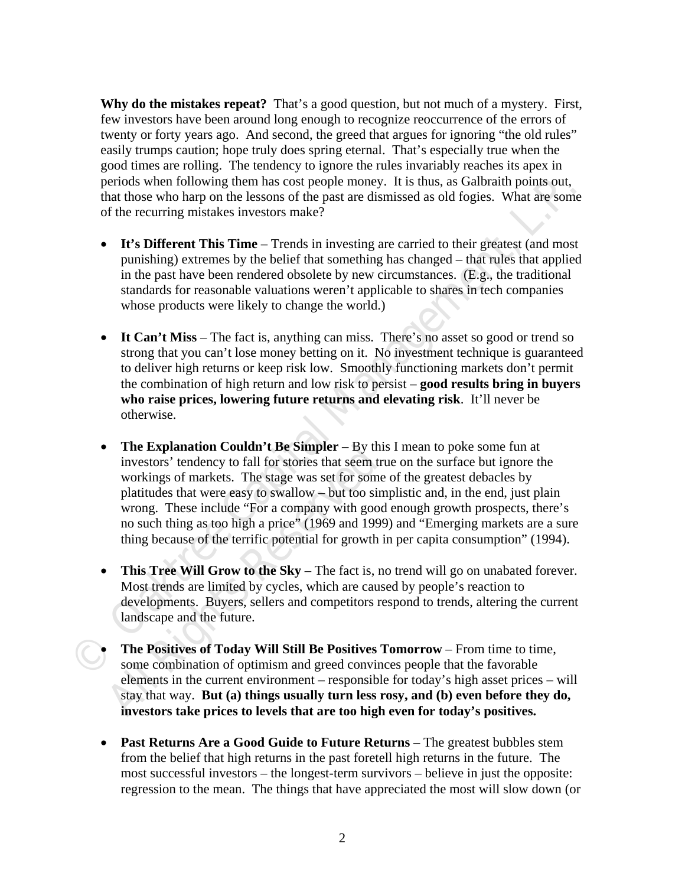**Why do the mistakes repeat?** That's a good question, but not much of a mystery. First, few investors have been around long enough to recognize reoccurrence of the errors of twenty or forty years ago. And second, the greed that argues for ignoring "the old rules" easily trumps caution; hope truly does spring eternal. That's especially true when the good times are rolling. The tendency to ignore the rules invariably reaches its apex in periods when following them has cost people money. It is thus, as Galbraith points out, that those who harp on the lessons of the past are dismissed as old fogies. What are some of the recurring mistakes investors make?

- **It's Different This Time** – Trends in investing are carried to their greatest (and most punishing) extremes by the belief that something has changed – that rules that applied in the past have been rendered obsolete by new circumstances. (E.g., the traditional standards for reasonable valuations weren't applicable to shares in tech companies whose products were likely to change the world.)

- **It Can't Miss** – The fact is, anything can miss. There's no asset so good or trend so strong that you can't lose money betting on it. No investment technique is guaranteed to deliver high returns or keep risk low. Smoothly functioning markets don't permit the combination of high return and low risk to persist – **good results bring in buyers who raise prices, lowering future returns and elevating risk**. It'll never be otherwise.

- **The Explanation Couldn't Be Simpler** – By this I mean to poke some fun at investors' tendency to fall for stories that seem true on the surface but ignore the workings of markets. The stage was set for some of the greatest debacles by platitudes that were easy to swallow – but too simplistic and, in the end, just plain wrong. These include "For a company with good enough growth prospects, there's no such thing as too high a price" (1969 and 1999) and "Emerging markets are a sure thing because of the terrific potential for growth in per capita consumption" (1994).

- **This Tree Will Grow to the Sky** – The fact is, no trend will go on unabated forever. Most trends are limited by cycles, which are caused by people's reaction to developments. Buyers, sellers and competitors respond to trends, altering the current landscape and the future.

- **The Positives of Today Will Still Be Positives Tomorrow** – From time to time, some combination of optimism and greed convinces people that the favorable elements in the current environment – responsible for today's high asset prices – will stay that way. **But (a) things usually turn less rosy, and (b) even before they do, investors take prices to levels that are too high even for today's positives.**

- **Past Returns Are a Good Guide to Future Returns** – The greatest bubbles stem from the belief that high returns in the past foretell high returns in the future. The most successful investors – the longest-term survivors – believe in just the opposite: regression to the mean. The things that have appreciated the most will slow down (or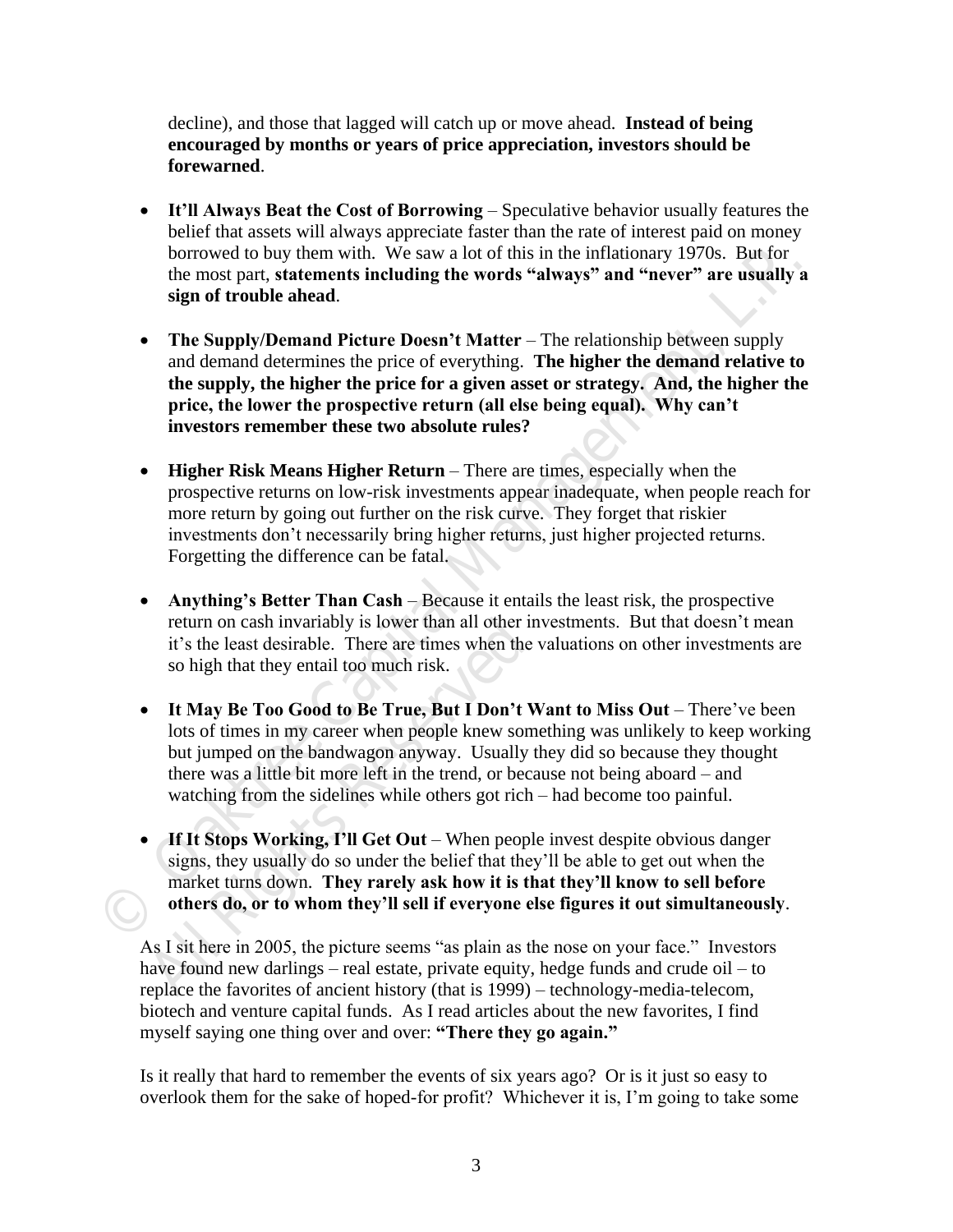decline), and those that lagged will catch up or move ahead. **Instead of being encouraged by months or years of price appreciation, investors should be forewarned**.

- **It'll Always Beat the Cost of Borrowing** – Speculative behavior usually features the belief that assets will always appreciate faster than the rate of interest paid on money borrowed to buy them with. We saw a lot of this in the inflationary 1970s. But for the most part, **statements including the words "always" and "never" are usually a sign of trouble ahead**.

- **The Supply/Demand Picture Doesn't Matter** – The relationship between supply and demand determines the price of everything. **The higher the demand relative to the supply, the higher the price for a given asset or strategy. And, the higher the price, the lower the prospective return (all else being equal). Why can't investors remember these two absolute rules?**

- **Higher Risk Means Higher Return** – There are times, especially when the prospective returns on low-risk investments appear inadequate, when people reach for more return by going out further on the risk curve. They forget that riskier investments don't necessarily bring higher returns, just higher projected returns. Forgetting the difference can be fatal.

- **Anything's Better Than Cash** – Because it entails the least risk, the prospective return on cash invariably is lower than all other investments. But that doesn't mean it's the least desirable. There are times when the valuations on other investments are so high that they entail too much risk.

- **It May Be Too Good to Be True, But I Don't Want to Miss Out** – There've been lots of times in my career when people knew something was unlikely to keep working but jumped on the bandwagon anyway. Usually they did so because they thought there was a little bit more left in the trend, or because not being aboard – and watching from the sidelines while others got rich – had become too painful.

- **If It Stops Working, I'll Get Out** – When people invest despite obvious danger signs, they usually do so under the belief that they'll be able to get out when the market turns down. **They rarely ask how it is that they'll know to sell before others do, or to whom they'll sell if everyone else figures it out simultaneously**.

As I sit here in 2005, the picture seems "as plain as the nose on your face." Investors have found new darlings – real estate, private equity, hedge funds and crude oil – to replace the favorites of ancient history (that is 1999) – technology-media-telecom, biotech and venture capital funds. As I read articles about the new favorites, I find myself saying one thing over and over: **"There they go again."**

Is it really that hard to remember the events of six years ago? Or is it just so easy to overlook them for the sake of hoped-for profit? Whichever it is, I'm going to take some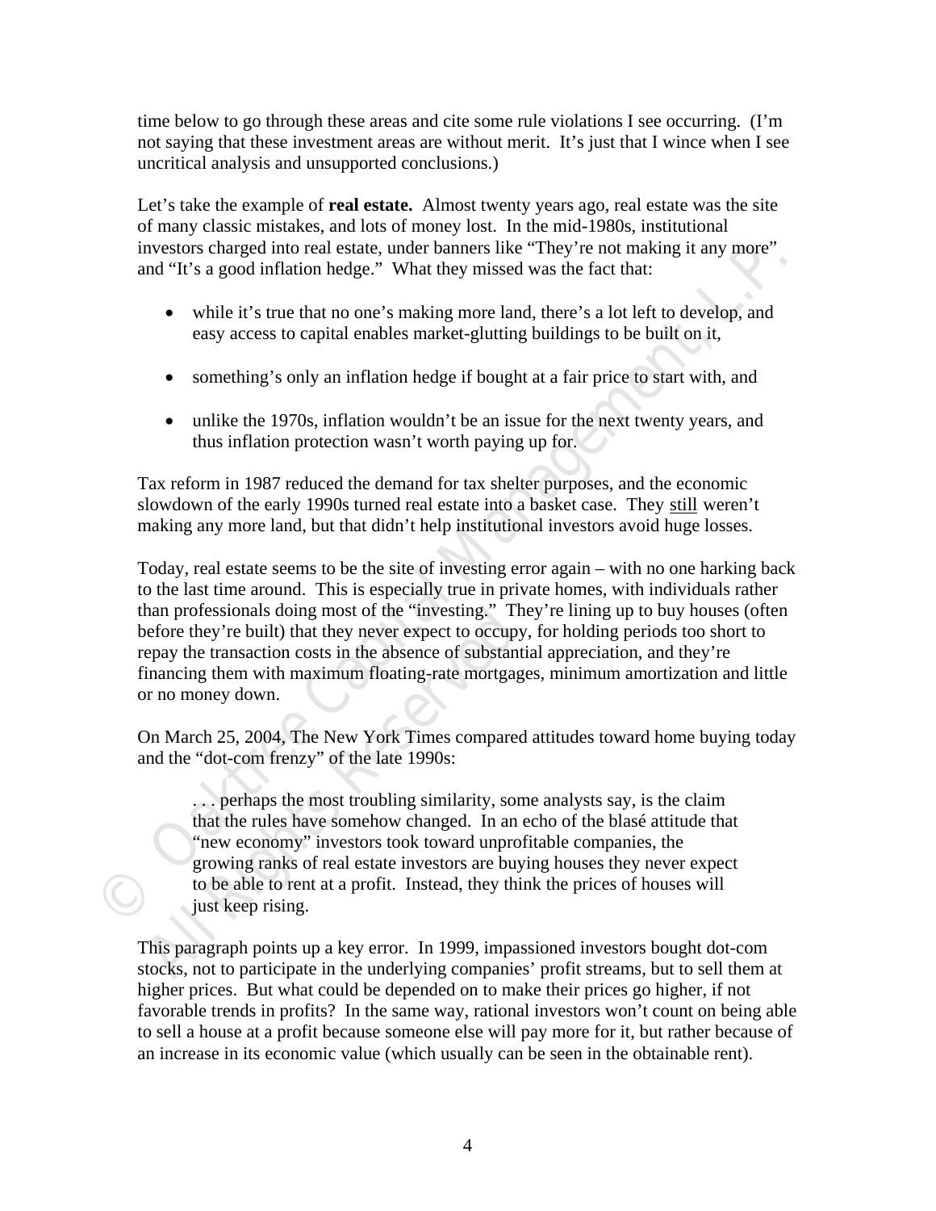time below to go through these areas and cite some rule violations I see occurring. (I'm not saying that these investment areas are without merit. It's just that I wince when I see uncritical analysis and unsupported conclusions.)

Let's take the example of **real estate.** Almost twenty years ago, real estate was the site of many classic mistakes, and lots of money lost. In the mid-1980s, institutional investors charged into real estate, under banners like "They're not making it any more" and "It's a good inflation hedge." What they missed was the fact that:

- while it's true that no one's making more land, there's a lot left to develop, and easy access to capital enables market-glutting buildings to be built on it,
- something's only an inflation hedge if bought at a fair price to start with, and
- unlike the 1970s, inflation wouldn't be an issue for the next twenty years, and thus inflation protection wasn't worth paying up for.

Tax reform in 1987 reduced the demand for tax shelter purposes, and the economic slowdown of the early 1990s turned real estate into a basket case. They <u>still</u> weren't making any more land, but that didn't help institutional investors avoid huge losses.

Today, real estate seems to be the site of investing error again – with no one harking back to the last time around. This is especially true in private homes, with individuals rather than professionals doing most of the "investing." They're lining up to buy houses (often before they're built) that they never expect to occupy, for holding periods too short to repay the transaction costs in the absence of substantial appreciation, and they're financing them with maximum floating-rate mortgages, minimum amortization and little or no money down.

On March 25, 2004, The New York Times compared attitudes toward home buying today and the "dot-com frenzy" of the late 1990s:

> . . . perhaps the most troubling similarity, some analysts say, is the claim that the rules have somehow changed. In an echo of the blasé attitude that "new economy" investors took toward unprofitable companies, the growing ranks of real estate investors are buying houses they never expect to be able to rent at a profit. Instead, they think the prices of houses will just keep rising.

This paragraph points up a key error. In 1999, impassioned investors bought dot-com stocks, not to participate in the underlying companies' profit streams, but to sell them at higher prices. But what could be depended on to make their prices go higher, if not favorable trends in profits? In the same way, rational investors won't count on being able to sell a house at a profit because someone else will pay more for it, but rather because of an increase in its economic value (which usually can be seen in the obtainable rent).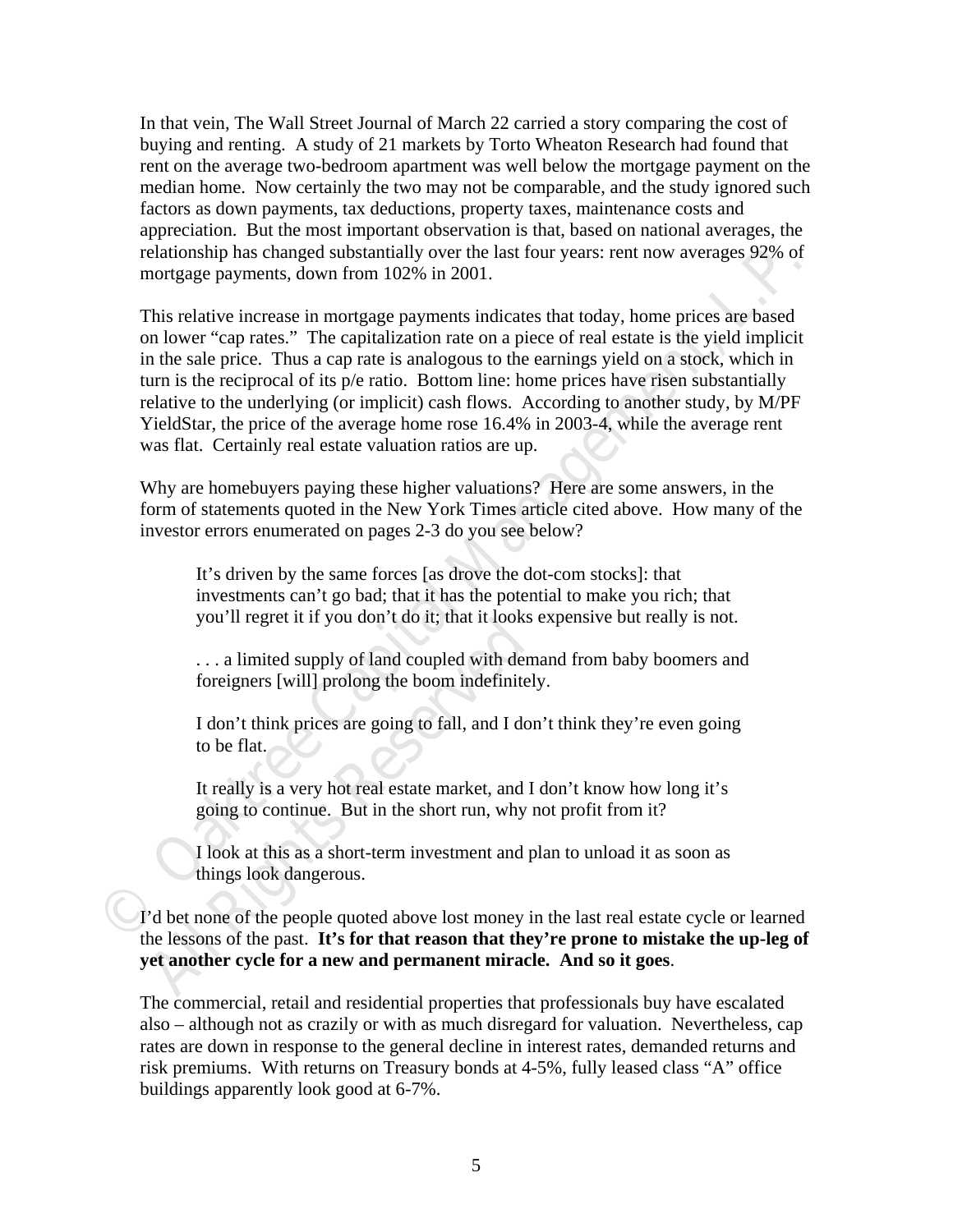In that vein, The Wall Street Journal of March 22 carried a story comparing the cost of buying and renting. A study of 21 markets by Torto Wheaton Research had found that rent on the average two-bedroom apartment was well below the mortgage payment on the median home. Now certainly the two may not be comparable, and the study ignored such factors as down payments, tax deductions, property taxes, maintenance costs and appreciation. But the most important observation is that, based on national averages, the relationship has changed substantially over the last four years: rent now averages 92% of mortgage payments, down from 102% in 2001.

This relative increase in mortgage payments indicates that today, home prices are based on lower "cap rates." The capitalization rate on a piece of real estate is the yield implicit in the sale price. Thus a cap rate is analogous to the earnings yield on a stock, which in turn is the reciprocal of its p/e ratio. Bottom line: home prices have risen substantially relative to the underlying (or implicit) cash flows. According to another study, by M/PF YieldStar, the price of the average home rose 16.4% in 2003-4, while the average rent was flat. Certainly real estate valuation ratios are up.

Why are homebuyers paying these higher valuations? Here are some answers, in the form of statements quoted in the New York Times article cited above. How many of the investor errors enumerated on pages 2-3 do you see below?

> It's driven by the same forces [as drove the dot-com stocks]: that investments can't go bad; that it has the potential to make you rich; that you'll regret it if you don't do it; that it looks expensive but really is not.
>
> . . . a limited supply of land coupled with demand from baby boomers and foreigners [will] prolong the boom indefinitely.
>
> I don't think prices are going to fall, and I don't think they're even going to be flat.
>
> It really is a very hot real estate market, and I don't know how long it's going to continue. But in the short run, why not profit from it?
>
> I look at this as a short-term investment and plan to unload it as soon as things look dangerous.

I'd bet none of the people quoted above lost money in the last real estate cycle or learned the lessons of the past. **It's for that reason that they're prone to mistake the up-leg of yet another cycle for a new and permanent miracle. And so it goes**.

The commercial, retail and residential properties that professionals buy have escalated also – although not as crazily or with as much disregard for valuation. Nevertheless, cap rates are down in response to the general decline in interest rates, demanded returns and risk premiums. With returns on Treasury bonds at 4-5%, fully leased class "A" office buildings apparently look good at 6-7%.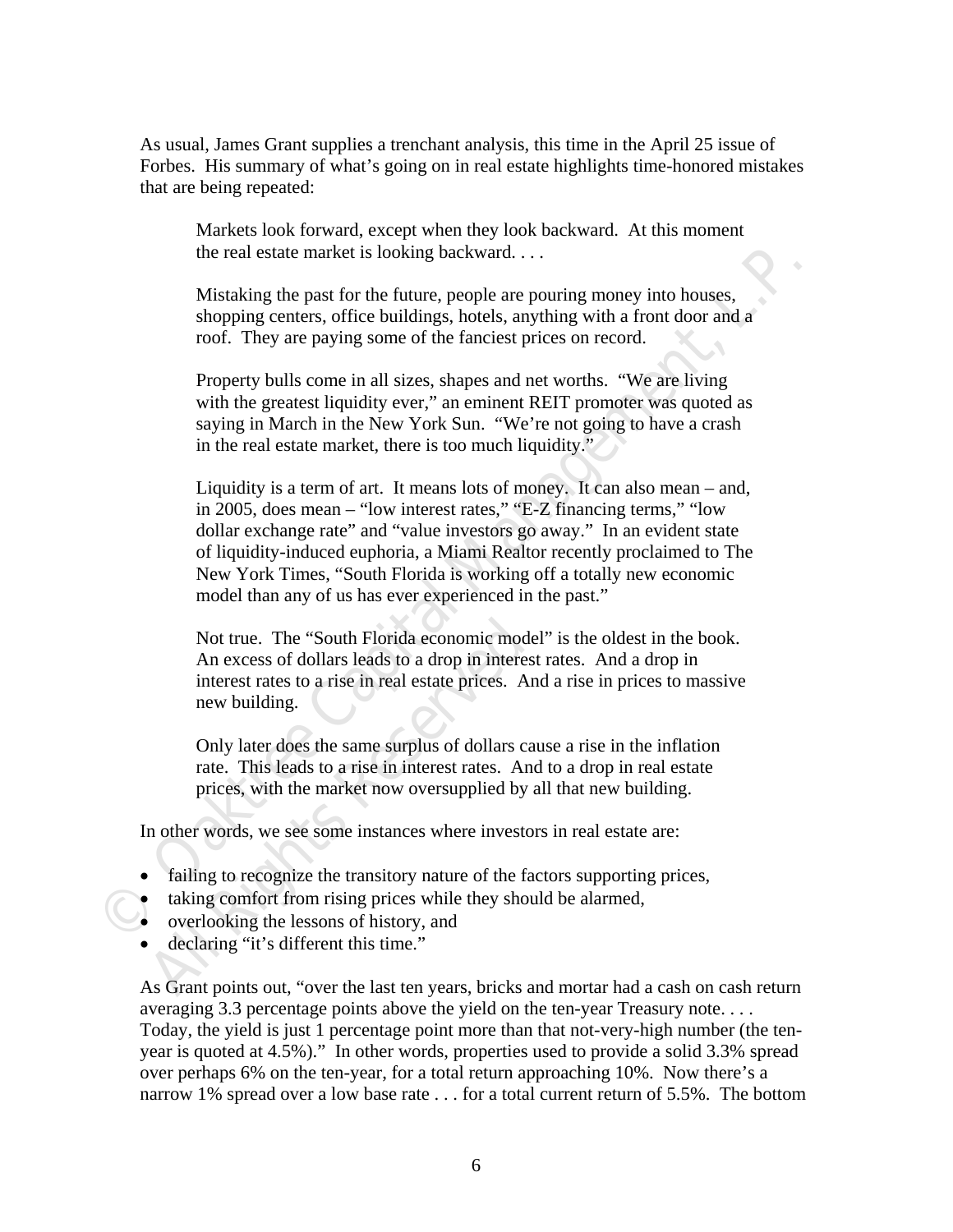As usual, James Grant supplies a trenchant analysis, this time in the April 25 issue of Forbes. His summary of what's going on in real estate highlights time-honored mistakes that are being repeated:

> Markets look forward, except when they look backward. At this moment the real estate market is looking backward. . . .
>
> Mistaking the past for the future, people are pouring money into houses, shopping centers, office buildings, hotels, anything with a front door and a roof. They are paying some of the fanciest prices on record.
>
> Property bulls come in all sizes, shapes and net worths. "We are living with the greatest liquidity ever," an eminent REIT promoter was quoted as saying in March in the New York Sun. "We're not going to have a crash in the real estate market, there is too much liquidity."
>
> Liquidity is a term of art. It means lots of money. It can also mean – and, in 2005, does mean – "low interest rates," "E-Z financing terms," "low dollar exchange rate" and "value investors go away." In an evident state of liquidity-induced euphoria, a Miami Realtor recently proclaimed to The New York Times, "South Florida is working off a totally new economic model than any of us has ever experienced in the past."
>
> Not true. The "South Florida economic model" is the oldest in the book. An excess of dollars leads to a drop in interest rates. And a drop in interest rates to a rise in real estate prices. And a rise in prices to massive new building.
>
> Only later does the same surplus of dollars cause a rise in the inflation rate. This leads to a rise in interest rates. And to a drop in real estate prices, with the market now oversupplied by all that new building.

In other words, we see some instances where investors in real estate are:

- failing to recognize the transitory nature of the factors supporting prices,
- taking comfort from rising prices while they should be alarmed,
- overlooking the lessons of history, and
- declaring "it's different this time."

As Grant points out, "over the last ten years, bricks and mortar had a cash on cash return averaging 3.3 percentage points above the yield on the ten-year Treasury note. . . . Today, the yield is just 1 percentage point more than that not-very-high number (the ten-year is quoted at 4.5%)." In other words, properties used to provide a solid 3.3% spread over perhaps 6% on the ten-year, for a total return approaching 10%. Now there's a narrow 1% spread over a low base rate . . . for a total current return of 5.5%. The bottom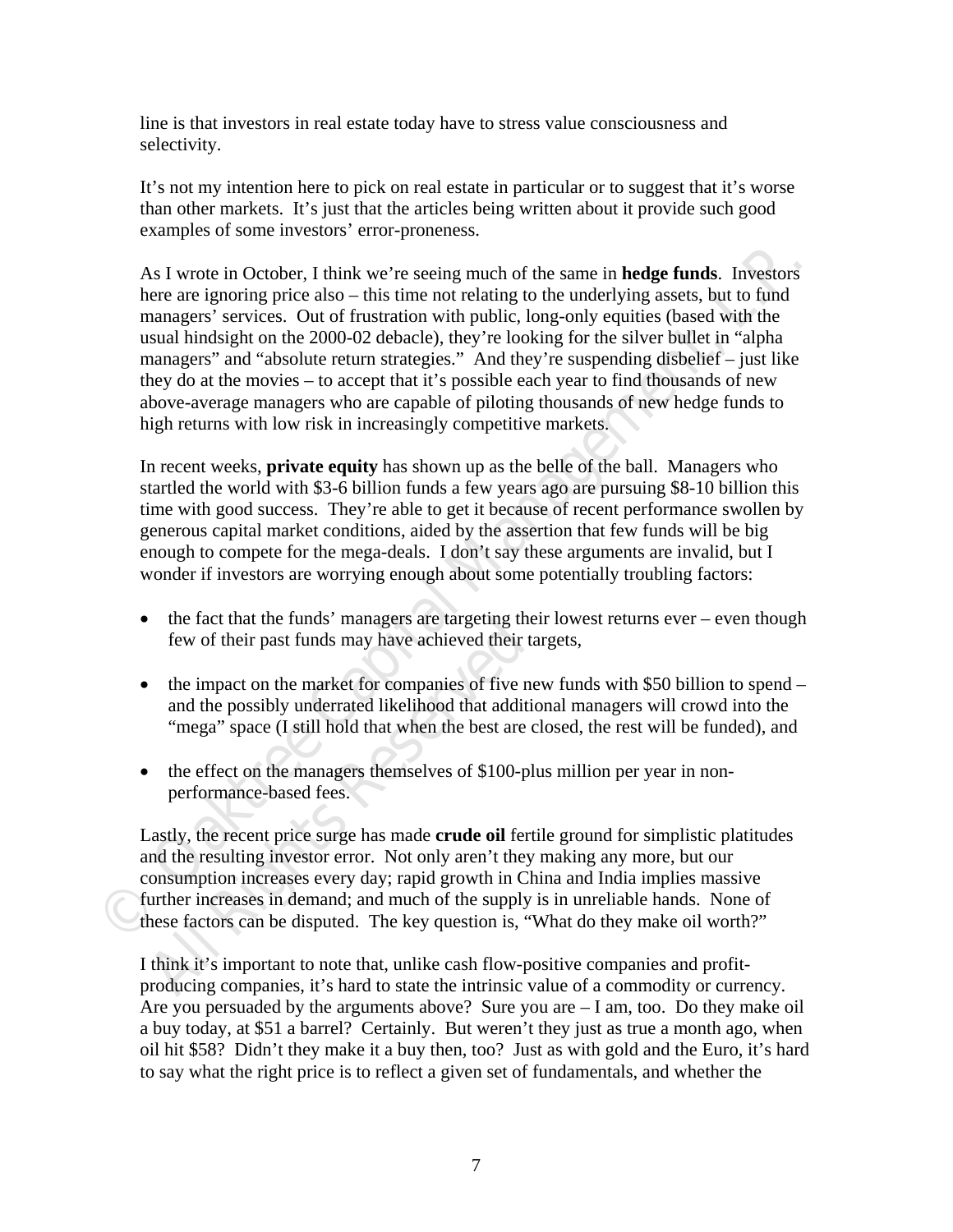line is that investors in real estate today have to stress value consciousness and selectivity.

It's not my intention here to pick on real estate in particular or to suggest that it's worse than other markets. It's just that the articles being written about it provide such good examples of some investors' error-proneness.

As I wrote in October, I think we're seeing much of the same in **hedge funds**. Investors here are ignoring price also – this time not relating to the underlying assets, but to fund managers' services. Out of frustration with public, long-only equities (based with the usual hindsight on the 2000-02 debacle), they're looking for the silver bullet in "alpha managers" and "absolute return strategies." And they're suspending disbelief – just like they do at the movies – to accept that it's possible each year to find thousands of new above-average managers who are capable of piloting thousands of new hedge funds to high returns with low risk in increasingly competitive markets.

In recent weeks, **private equity** has shown up as the belle of the ball. Managers who startled the world with $3-6 billion funds a few years ago are pursuing $8-10 billion this time with good success. They're able to get it because of recent performance swollen by generous capital market conditions, aided by the assertion that few funds will be big enough to compete for the mega-deals. I don't say these arguments are invalid, but I wonder if investors are worrying enough about some potentially troubling factors:

- the fact that the funds' managers are targeting their lowest returns ever – even though few of their past funds may have achieved their targets,
- the impact on the market for companies of five new funds with $50 billion to spend – and the possibly underrated likelihood that additional managers will crowd into the "mega" space (I still hold that when the best are closed, the rest will be funded), and
- the effect on the managers themselves of $100-plus million per year in non-performance-based fees.

Lastly, the recent price surge has made **crude oil** fertile ground for simplistic platitudes and the resulting investor error. Not only aren't they making any more, but our consumption increases every day; rapid growth in China and India implies massive further increases in demand; and much of the supply is in unreliable hands. None of these factors can be disputed. The key question is, "What do they make oil worth?"

I think it's important to note that, unlike cash flow-positive companies and profit-producing companies, it's hard to state the intrinsic value of a commodity or currency. Are you persuaded by the arguments above? Sure you are – I am, too. Do they make oil a buy today, at $51 a barrel? Certainly. But weren't they just as true a month ago, when oil hit $58? Didn't they make it a buy then, too? Just as with gold and the Euro, it's hard to say what the right price is to reflect a given set of fundamentals, and whether the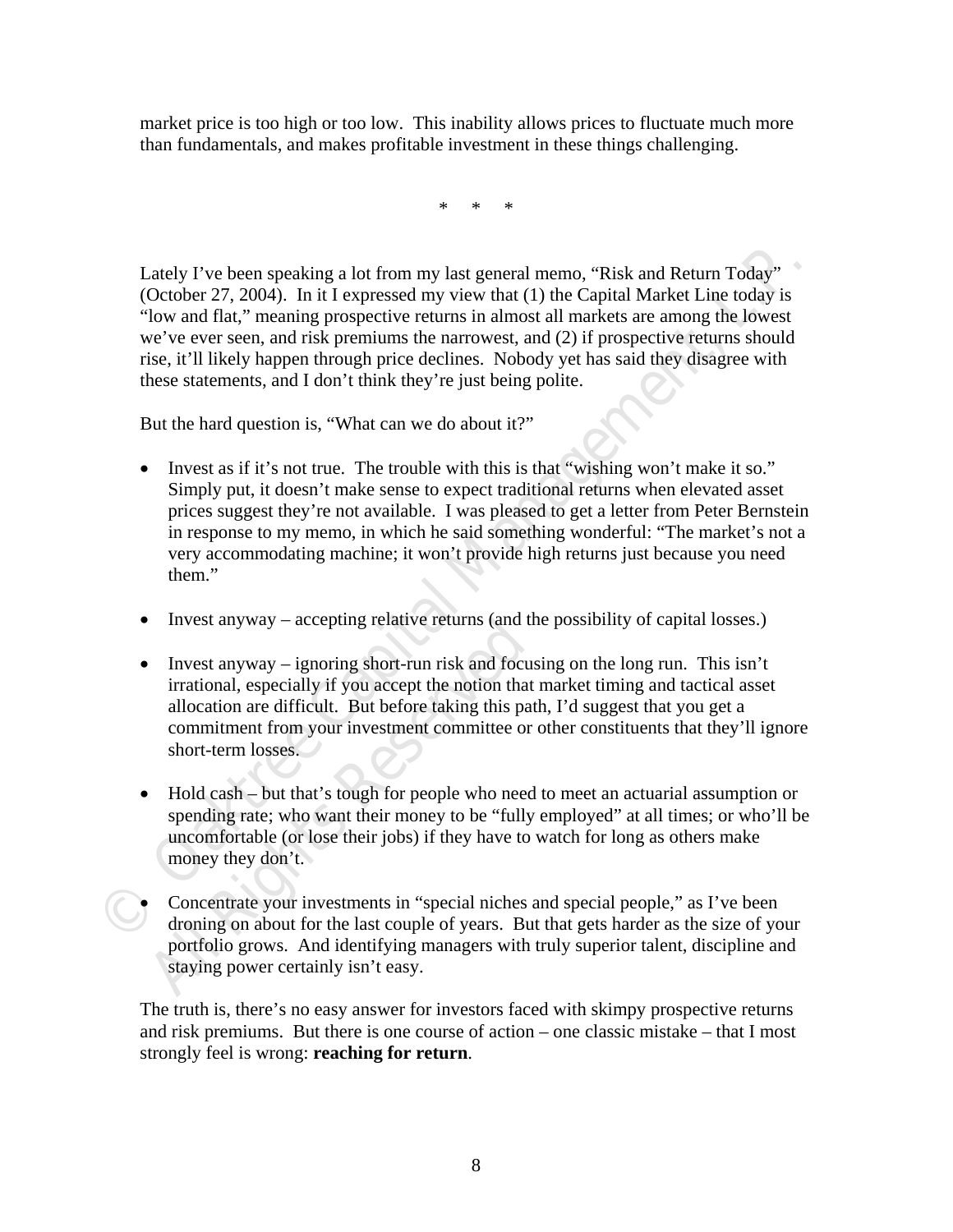market price is too high or too low. This inability allows prices to fluctuate much more than fundamentals, and makes profitable investment in these things challenging.

\* \* \*

Lately I've been speaking a lot from my last general memo, "Risk and Return Today" (October 27, 2004). In it I expressed my view that (1) the Capital Market Line today is "low and flat," meaning prospective returns in almost all markets are among the lowest we've ever seen, and risk premiums the narrowest, and (2) if prospective returns should rise, it'll likely happen through price declines. Nobody yet has said they disagree with these statements, and I don't think they're just being polite.

But the hard question is, "What can we do about it?"

- Invest as if it's not true. The trouble with this is that "wishing won't make it so." Simply put, it doesn't make sense to expect traditional returns when elevated asset prices suggest they're not available. I was pleased to get a letter from Peter Bernstein in response to my memo, in which he said something wonderful: "The market's not a very accommodating machine; it won't provide high returns just because you need them."

- Invest anyway – accepting relative returns (and the possibility of capital losses.)

- Invest anyway – ignoring short-run risk and focusing on the long run. This isn't irrational, especially if you accept the notion that market timing and tactical asset allocation are difficult. But before taking this path, I'd suggest that you get a commitment from your investment committee or other constituents that they'll ignore short-term losses.

- Hold cash – but that's tough for people who need to meet an actuarial assumption or spending rate; who want their money to be "fully employed" at all times; or who'll be uncomfortable (or lose their jobs) if they have to watch for long as others make money they don't.

- Concentrate your investments in "special niches and special people," as I've been droning on about for the last couple of years. But that gets harder as the size of your portfolio grows. And identifying managers with truly superior talent, discipline and staying power certainly isn't easy.

The truth is, there's no easy answer for investors faced with skimpy prospective returns and risk premiums. But there is one course of action – one classic mistake – that I most strongly feel is wrong: **reaching for return**.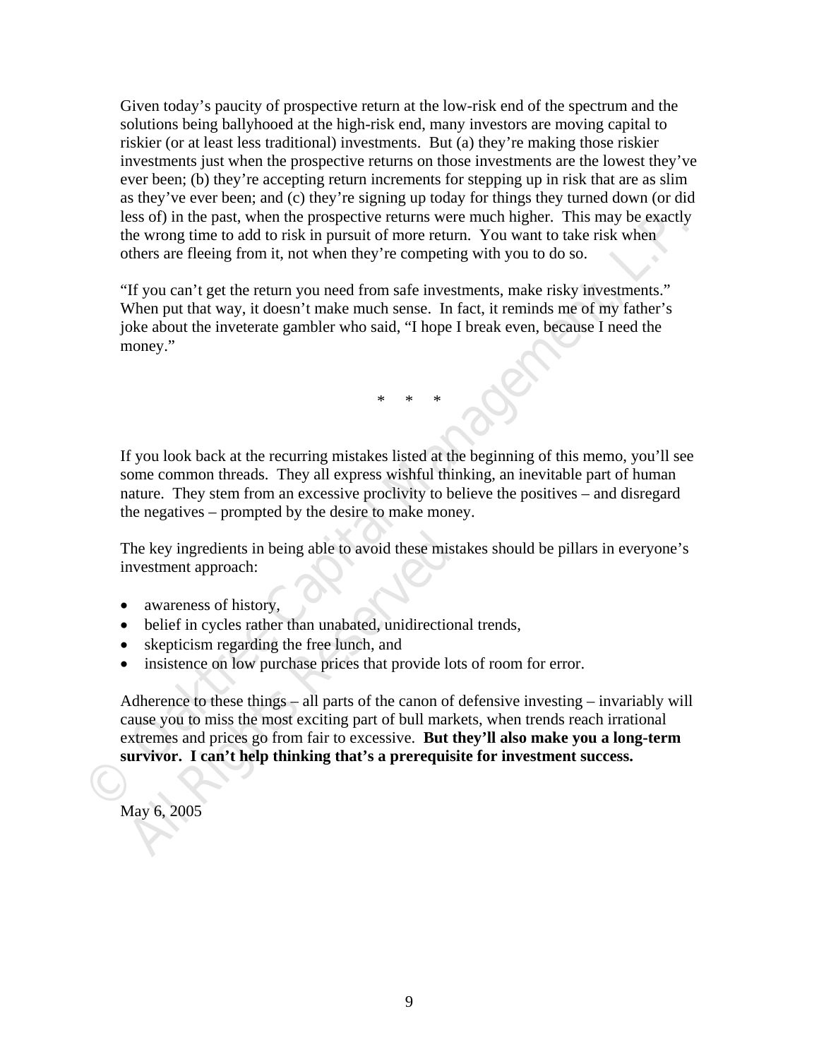Given today's paucity of prospective return at the low-risk end of the spectrum and the solutions being ballyhooed at the high-risk end, many investors are moving capital to riskier (or at least less traditional) investments. But (a) they're making those riskier investments just when the prospective returns on those investments are the lowest they've ever been; (b) they're accepting return increments for stepping up in risk that are as slim as they've ever been; and (c) they're signing up today for things they turned down (or did less of) in the past, when the prospective returns were much higher. This may be exactly the wrong time to add to risk in pursuit of more return. You want to take risk when others are fleeing from it, not when they're competing with you to do so.

"If you can't get the return you need from safe investments, make risky investments." When put that way, it doesn't make much sense. In fact, it reminds me of my father's joke about the inveterate gambler who said, "I hope I break even, because I need the money."

\* \* \*

If you look back at the recurring mistakes listed at the beginning of this memo, you'll see some common threads. They all express wishful thinking, an inevitable part of human nature. They stem from an excessive proclivity to believe the positives – and disregard the negatives – prompted by the desire to make money.

The key ingredients in being able to avoid these mistakes should be pillars in everyone's investment approach:

- awareness of history,
- belief in cycles rather than unabated, unidirectional trends,
- skepticism regarding the free lunch, and
- insistence on low purchase prices that provide lots of room for error.

Adherence to these things – all parts of the canon of defensive investing – invariably will cause you to miss the most exciting part of bull markets, when trends reach irrational extremes and prices go from fair to excessive. **But they'll also make you a long-term survivor. I can't help thinking that's a prerequisite for investment success.**

May 6, 2005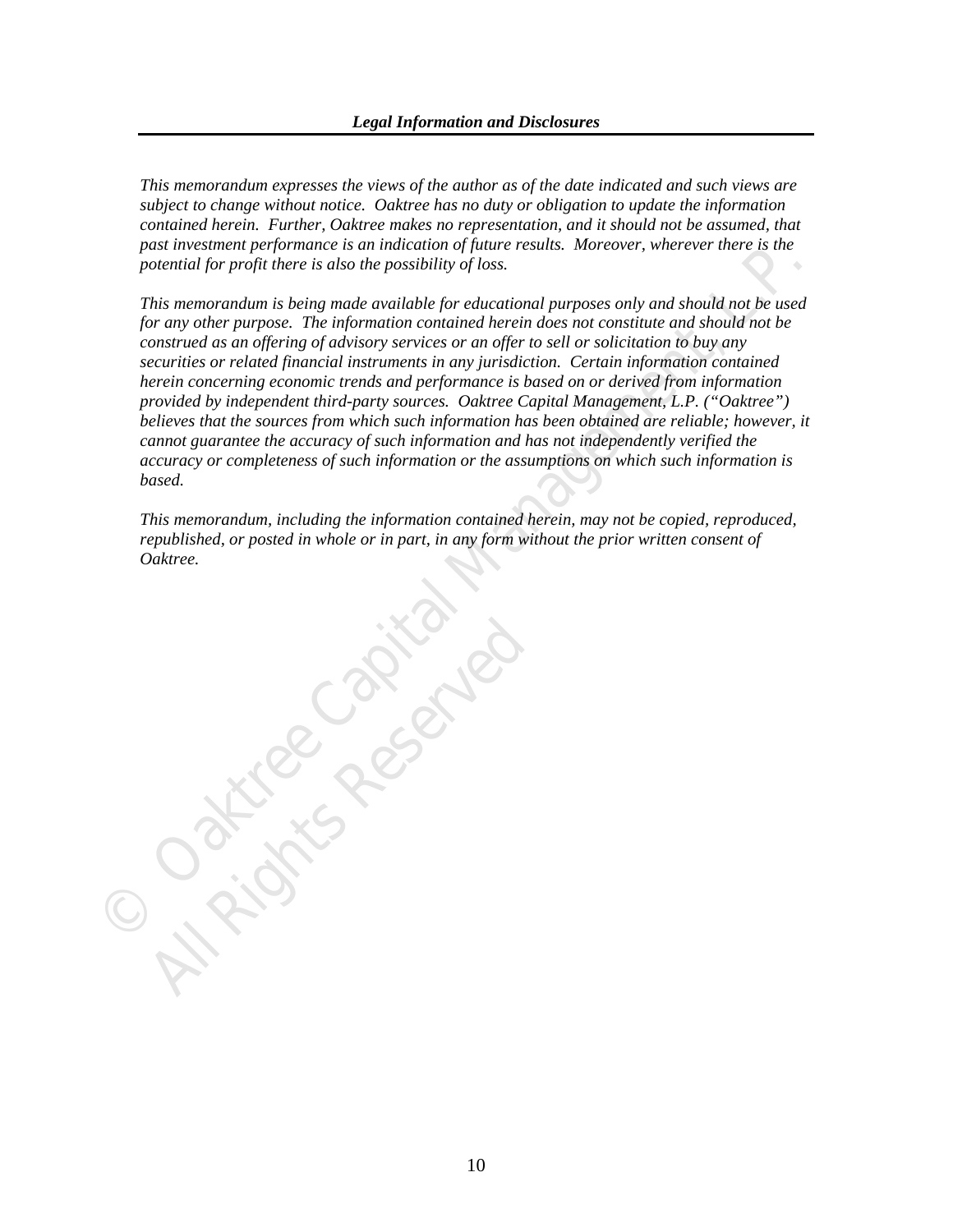***Legal Information and Disclosures***

*This memorandum expresses the views of the author as of the date indicated and such views are subject to change without notice. Oaktree has no duty or obligation to update the information contained herein. Further, Oaktree makes no representation, and it should not be assumed, that past investment performance is an indication of future results. Moreover, wherever there is the potential for profit there is also the possibility of loss.*

*This memorandum is being made available for educational purposes only and should not be used for any other purpose. The information contained herein does not constitute and should not be construed as an offering of advisory services or an offer to sell or solicitation to buy any securities or related financial instruments in any jurisdiction. Certain information contained herein concerning economic trends and performance is based on or derived from information provided by independent third-party sources. Oaktree Capital Management, L.P. ("Oaktree") believes that the sources from which such information has been obtained are reliable; however, it cannot guarantee the accuracy of such information and has not independently verified the accuracy or completeness of such information or the assumptions on which such information is based.*

*This memorandum, including the information contained herein, may not be copied, reproduced, republished, or posted in whole or in part, in any form without the prior written consent of Oaktree.*